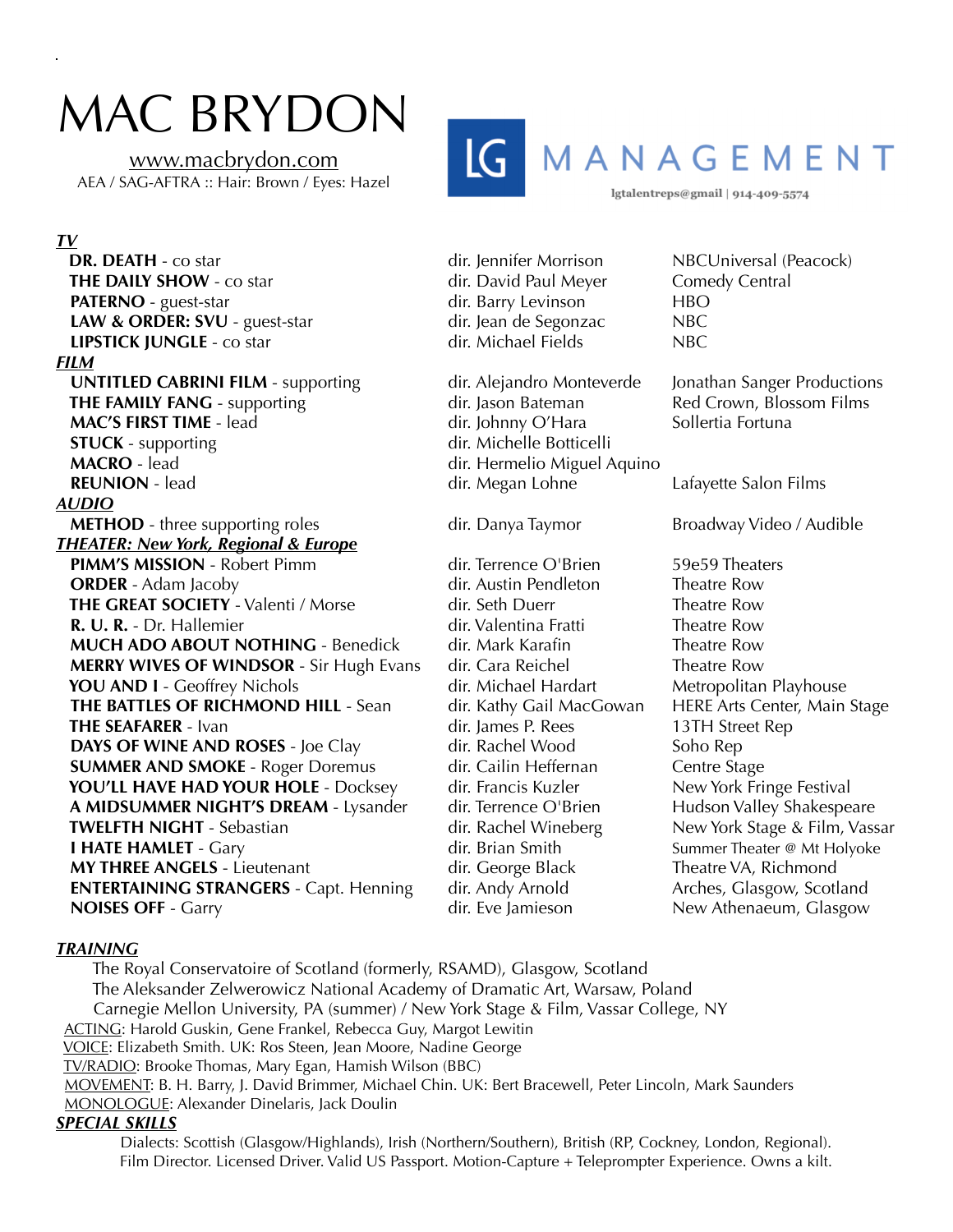# MAC BRYDON

www.macbrydon.com
AEA / SAG-AFTRA :: Hair: Brown / Eyes: Hazel

LG MANAGEMENT
lgtalentreps@gmail | 914-409-5574

***TV***

| | | |
|---|---|---|
| **DR. DEATH** - co star | dir. Jennifer Morrison | NBCUniversal (Peacock) |
| **THE DAILY SHOW** - co star | dir. David Paul Meyer | Comedy Central |
| **PATERNO** - guest-star | dir. Barry Levinson | HBO |
| **LAW & ORDER: SVU** - guest-star | dir. Jean de Segonzac | NBC |
| **LIPSTICK JUNGLE** - co star | dir. Michael Fields | NBC |

***FILM***

| | | |
|---|---|---|
| **UNTITLED CABRINI FILM** - supporting | dir. Alejandro Monteverde | Jonathan Sanger Productions |
| **THE FAMILY FANG** - supporting | dir. Jason Bateman | Red Crown, Blossom Films |
| **MAC'S FIRST TIME** - lead | dir. Johnny O'Hara | Sollertia Fortuna |
| **STUCK** - supporting | dir. Michelle Botticelli | |
| **MACRO** - lead | dir. Hermelio Miguel Aquino | |
| **REUNION** - lead | dir. Megan Lohne | Lafayette Salon Films |

***AUDIO***

| | | |
|---|---|---|
| **METHOD** - three supporting roles | dir. Danya Taymor | Broadway Video / Audible |

***THEATER: New York, Regional & Europe***

| | | |
|---|---|---|
| **PIMM'S MISSION** - Robert Pimm | dir. Terrence O'Brien | 59e59 Theaters |
| **ORDER** - Adam Jacoby | dir. Austin Pendleton | Theatre Row |
| **THE GREAT SOCIETY** - Valenti / Morse | dir. Seth Duerr | Theatre Row |
| **R. U. R.** - Dr. Hallemier | dir. Valentina Fratti | Theatre Row |
| **MUCH ADO ABOUT NOTHING** - Benedick | dir. Mark Karafin | Theatre Row |
| **MERRY WIVES OF WINDSOR** - Sir Hugh Evans | dir. Cara Reichel | Theatre Row |
| **YOU AND I** - Geoffrey Nichols | dir. Michael Hardart | Metropolitan Playhouse |
| **THE BATTLES OF RICHMOND HILL** - Sean | dir. Kathy Gail MacGowan | HERE Arts Center, Main Stage |
| **THE SEAFARER** - Ivan | dir. James P. Rees | 13TH Street Rep |
| **DAYS OF WINE AND ROSES** - Joe Clay | dir. Rachel Wood | Soho Rep |
| **SUMMER AND SMOKE** - Roger Doremus | dir. Cailin Heffernan | Centre Stage |
| **YOU'LL HAVE HAD YOUR HOLE** - Docksey | dir. Francis Kuzler | New York Fringe Festival |
| **A MIDSUMMER NIGHT'S DREAM** - Lysander | dir. Terrence O'Brien | Hudson Valley Shakespeare |
| **TWELFTH NIGHT** - Sebastian | dir. Rachel Wineberg | New York Stage & Film, Vassar |
| **I HATE HAMLET** - Gary | dir. Brian Smith | Summer Theater @ Mt Holyoke |
| **MY THREE ANGELS** - Lieutenant | dir. George Black | Theatre VA, Richmond |
| **ENTERTAINING STRANGERS** - Capt. Henning | dir. Andy Arnold | Arches, Glasgow, Scotland |
| **NOISES OFF** - Garry | dir. Eve Jamieson | New Athenaeum, Glasgow |

***TRAINING***

The Royal Conservatoire of Scotland (formerly, RSAMD), Glasgow, Scotland
The Aleksander Zelwerowicz National Academy of Dramatic Art, Warsaw, Poland
Carnegie Mellon University, PA (summer) / New York Stage & Film, Vassar College, NY

ACTING: Harold Guskin, Gene Frankel, Rebecca Guy, Margot Lewitin
VOICE: Elizabeth Smith. UK: Ros Steen, Jean Moore, Nadine George
TV/RADIO: Brooke Thomas, Mary Egan, Hamish Wilson (BBC)
MOVEMENT: B. H. Barry, J. David Brimmer, Michael Chin. UK: Bert Bracewell, Peter Lincoln, Mark Saunders
MONOLOGUE: Alexander Dinelaris, Jack Doulin

***SPECIAL SKILLS***

Dialects: Scottish (Glasgow/Highlands), Irish (Northern/Southern), British (RP, Cockney, London, Regional).
Film Director. Licensed Driver. Valid US Passport. Motion-Capture + Teleprompter Experience. Owns a kilt.